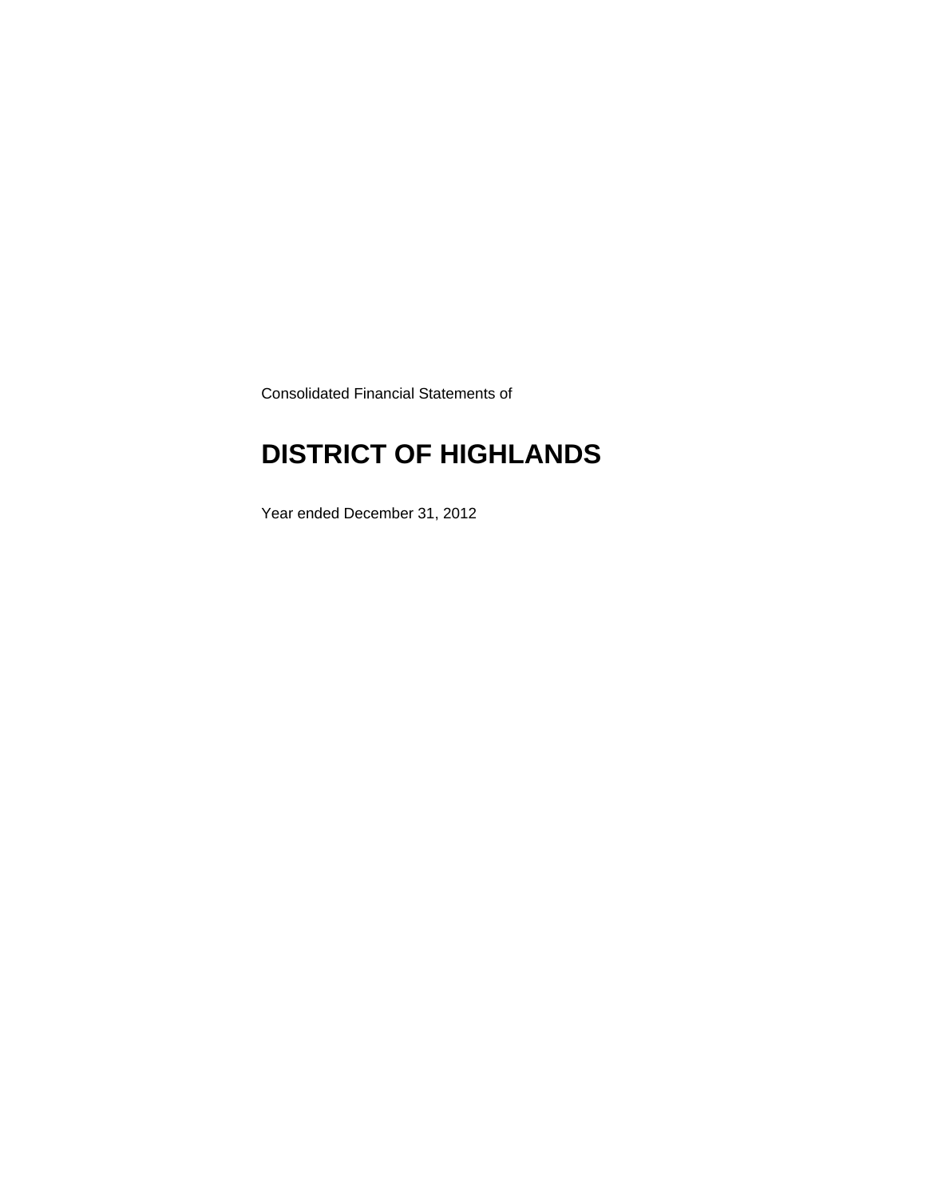Consolidated Financial Statements of

# DISTRICT OF HIGHLANDS

Year ended December 31, 2012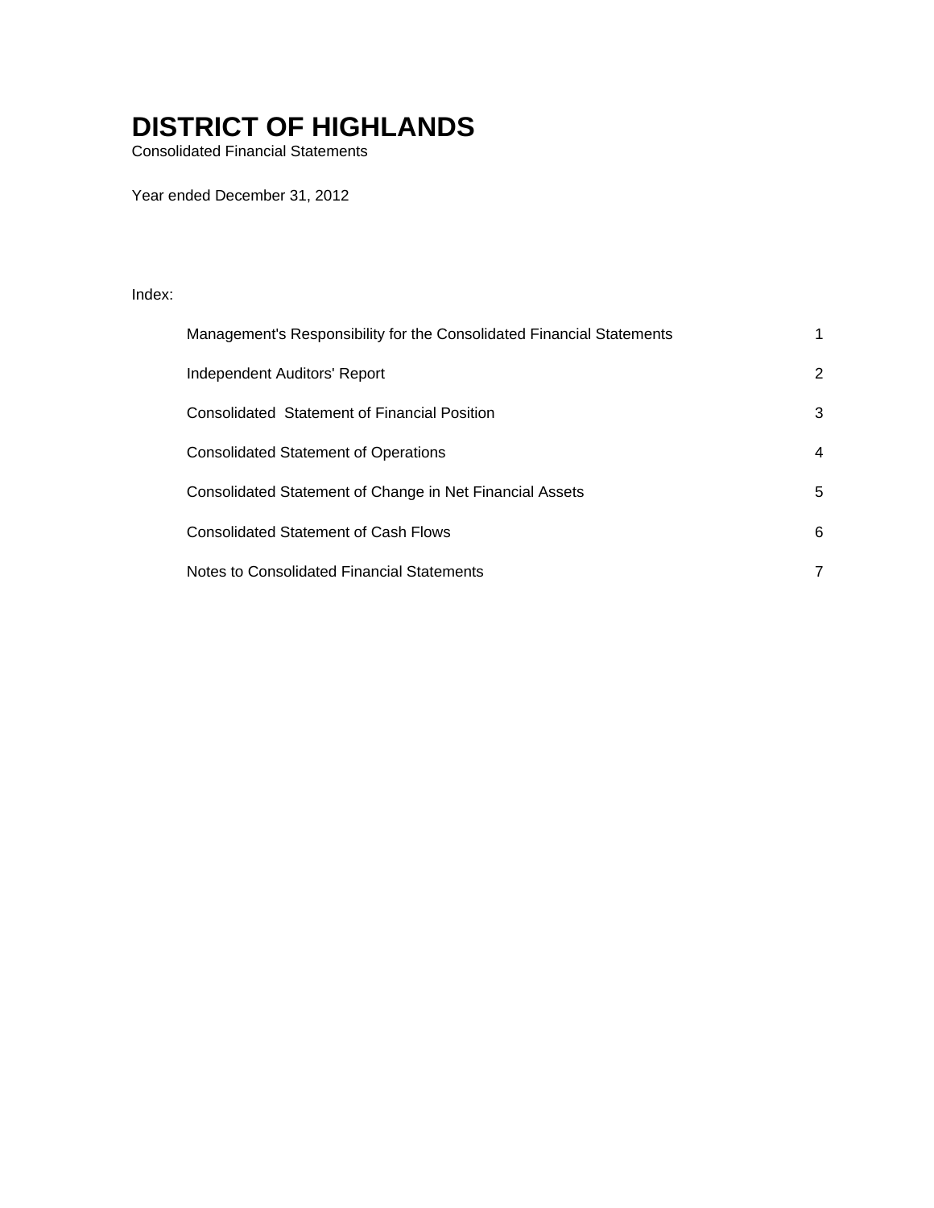# DISTRICT OF HIGHLANDS

Consolidated Financial Statements

Year ended December 31, 2012

Index:

| | |
|---|---|
| Management's Responsibility for the Consolidated Financial Statements | 1 |
| Independent Auditors' Report | 2 |
| Consolidated Statement of Financial Position | 3 |
| Consolidated Statement of Operations | 4 |
| Consolidated Statement of Change in Net Financial Assets | 5 |
| Consolidated Statement of Cash Flows | 6 |
| Notes to Consolidated Financial Statements | 7 |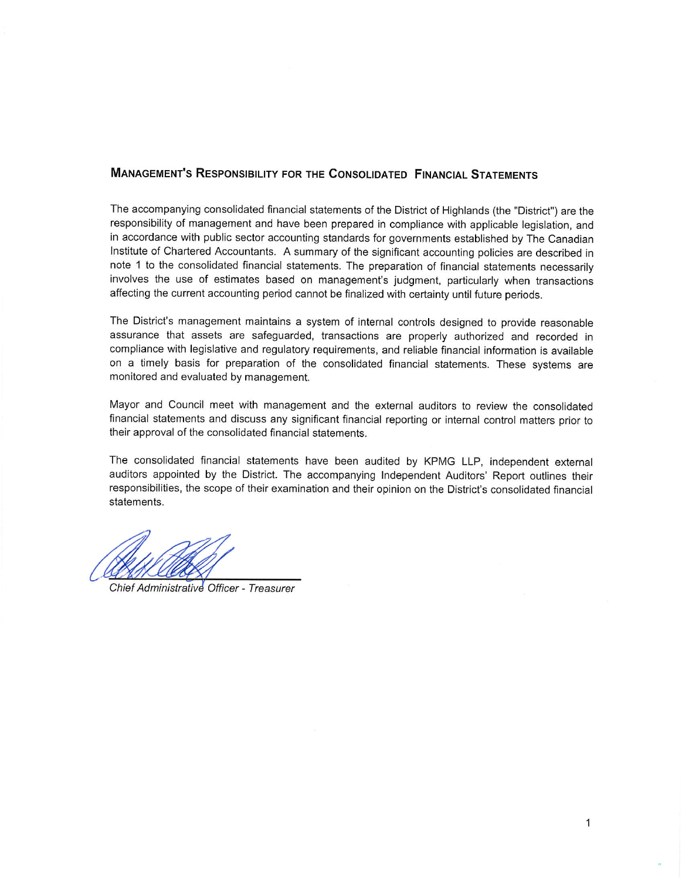## Management's Responsibility for the Consolidated Financial Statements

The accompanying consolidated financial statements of the District of Highlands (the "District") are the responsibility of management and have been prepared in compliance with applicable legislation, and in accordance with public sector accounting standards for governments established by The Canadian Institute of Chartered Accountants. A summary of the significant accounting policies are described in note 1 to the consolidated financial statements. The preparation of financial statements necessarily involves the use of estimates based on management's judgment, particularly when transactions affecting the current accounting period cannot be finalized with certainty until future periods.

The District's management maintains a system of internal controls designed to provide reasonable assurance that assets are safeguarded, transactions are properly authorized and recorded in compliance with legislative and regulatory requirements, and reliable financial information is available on a timely basis for preparation of the consolidated financial statements. These systems are monitored and evaluated by management.

Mayor and Council meet with management and the external auditors to review the consolidated financial statements and discuss any significant financial reporting or internal control matters prior to their approval of the consolidated financial statements.

The consolidated financial statements have been audited by KPMG LLP, independent external auditors appointed by the District. The accompanying Independent Auditors' Report outlines their responsibilities, the scope of their examination and their opinion on the District's consolidated financial statements.

*Chief Administrative Officer - Treasurer*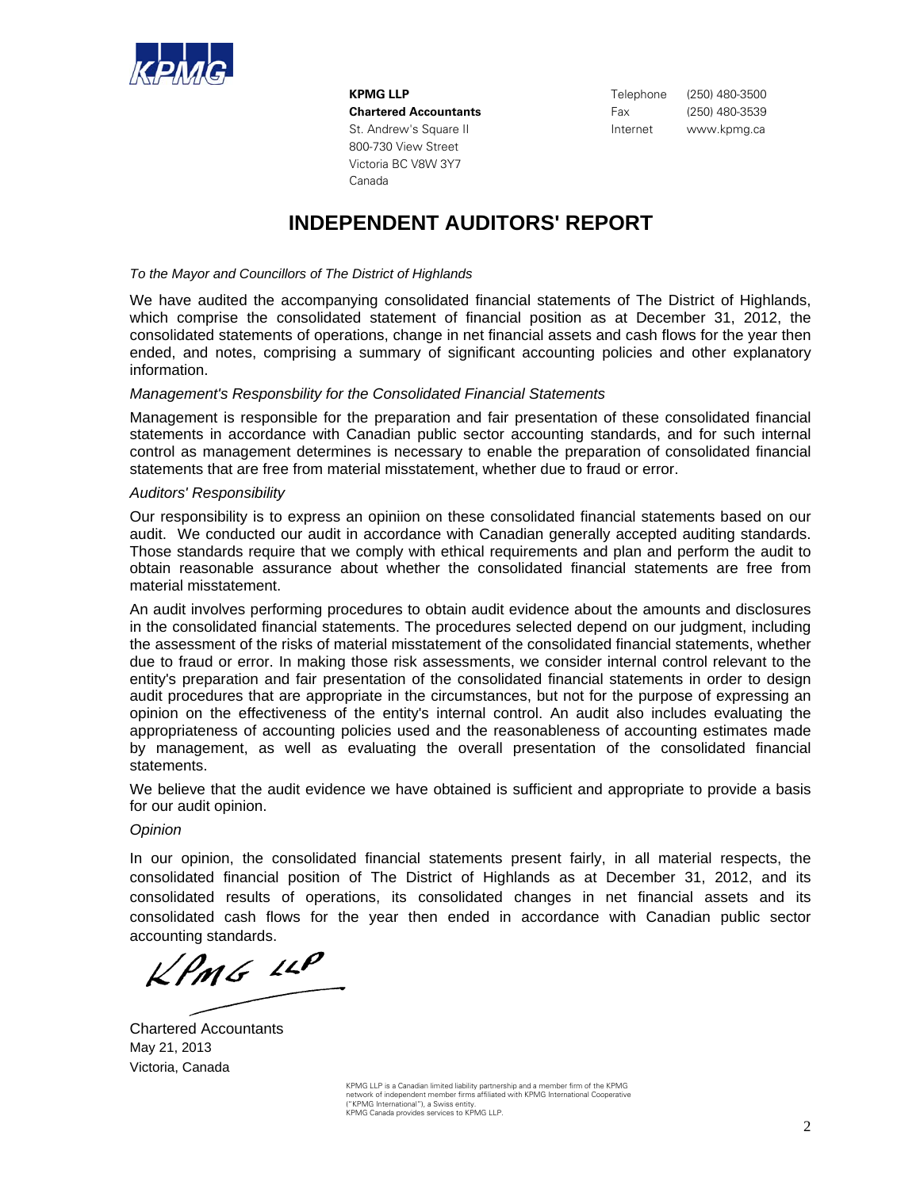**KPMG LLP**
**Chartered Accountants**
St. Andrew's Square II
800-730 View Street
Victoria BC V8W 3Y7
Canada

Telephone (250) 480-3500
Fax (250) 480-3539
Internet www.kpmg.ca

# INDEPENDENT AUDITORS' REPORT

*To the Mayor and Councillors of The District of Highlands*

We have audited the accompanying consolidated financial statements of The District of Highlands, which comprise the consolidated statement of financial position as at December 31, 2012, the consolidated statements of operations, change in net financial assets and cash flows for the year then ended, and notes, comprising a summary of significant accounting policies and other explanatory information.

*Management's Responsbility for the Consolidated Financial Statements*

Management is responsible for the preparation and fair presentation of these consolidated financial statements in accordance with Canadian public sector accounting standards, and for such internal control as management determines is necessary to enable the preparation of consolidated financial statements that are free from material misstatement, whether due to fraud or error.

*Auditors' Responsibility*

Our responsibility is to express an opiniion on these consolidated financial statements based on our audit. We conducted our audit in accordance with Canadian generally accepted auditing standards. Those standards require that we comply with ethical requirements and plan and perform the audit to obtain reasonable assurance about whether the consolidated financial statements are free from material misstatement.

An audit involves performing procedures to obtain audit evidence about the amounts and disclosures in the consolidated financial statements. The procedures selected depend on our judgment, including the assessment of the risks of material misstatement of the consolidated financial statements, whether due to fraud or error. In making those risk assessments, we consider internal control relevant to the entity's preparation and fair presentation of the consolidated financial statements in order to design audit procedures that are appropriate in the circumstances, but not for the purpose of expressing an opinion on the effectiveness of the entity's internal control. An audit also includes evaluating the appropriateness of accounting policies used and the reasonableness of accounting estimates made by management, as well as evaluating the overall presentation of the consolidated financial statements.

We believe that the audit evidence we have obtained is sufficient and appropriate to provide a basis for our audit opinion.

*Opinion*

In our opinion, the consolidated financial statements present fairly, in all material respects, the consolidated financial position of The District of Highlands as at December 31, 2012, and its consolidated results of operations, its consolidated changes in net financial assets and its consolidated cash flows for the year then ended in accordance with Canadian public sector accounting standards.

KPMG LLP

Chartered Accountants
May 21, 2013
Victoria, Canada

KPMG LLP is a Canadian limited liability partnership and a member firm of the KPMG network of independent member firms affiliated with KPMG International Cooperative ("KPMG International"), a Swiss entity.
KPMG Canada provides services to KPMG LLP.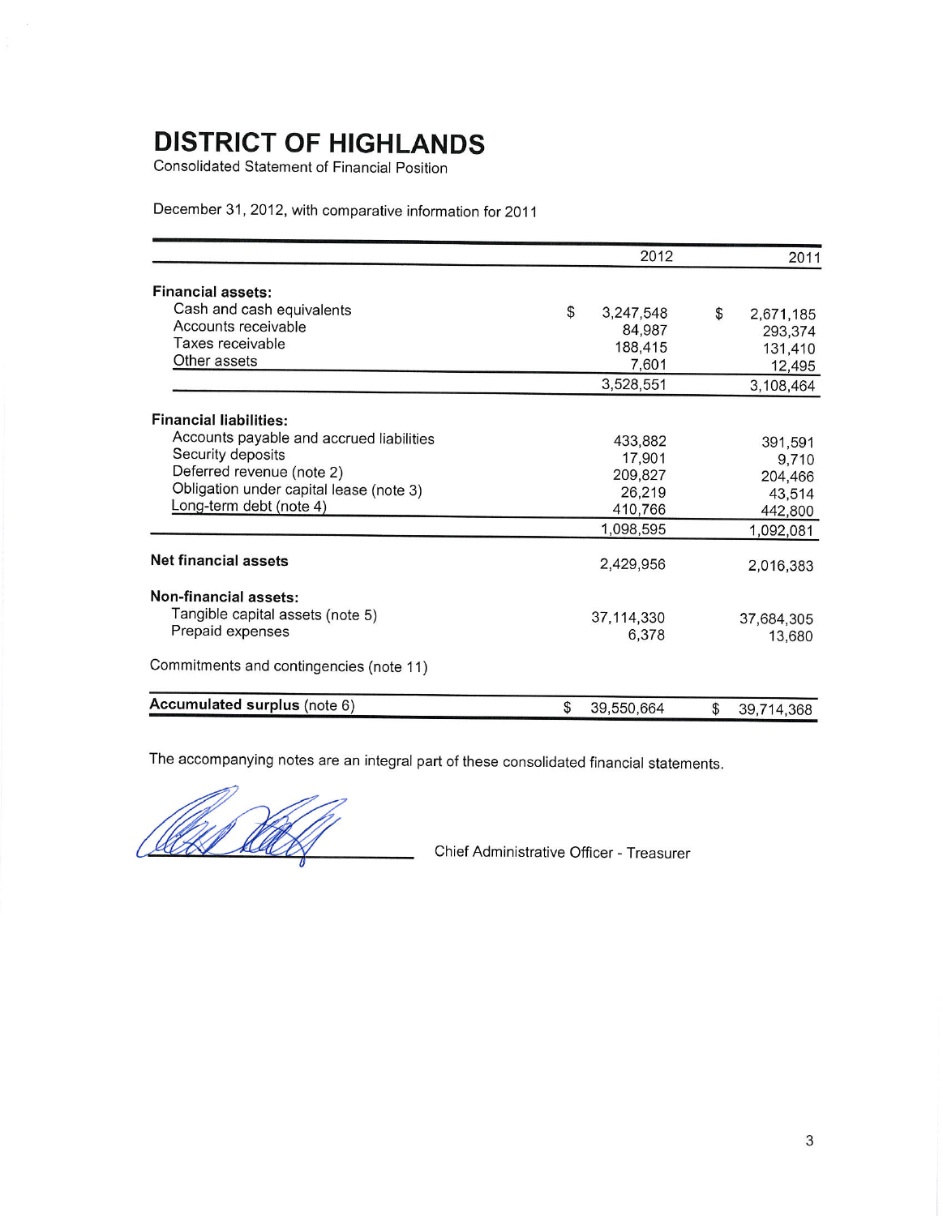# DISTRICT OF HIGHLANDS

Consolidated Statement of Financial Position

December 31, 2012, with comparative information for 2011

| | 2012 | 2011 |
|---|---|---|
| **Financial assets:** | | |
| Cash and cash equivalents | $ 3,247,548 | $ 2,671,185 |
| Accounts receivable | 84,987 | 293,374 |
| Taxes receivable | 188,415 | 131,410 |
| Other assets | 7,601 | 12,495 |
| | 3,528,551 | 3,108,464 |
| **Financial liabilities:** | | |
| Accounts payable and accrued liabilities | 433,882 | 391,591 |
| Security deposits | 17,901 | 9,710 |
| Deferred revenue (note 2) | 209,827 | 204,466 |
| Obligation under capital lease (note 3) | 26,219 | 43,514 |
| Long-term debt (note 4) | 410,766 | 442,800 |
| | 1,098,595 | 1,092,081 |
| **Net financial assets** | 2,429,956 | 2,016,383 |
| **Non-financial assets:** | | |
| Tangible capital assets (note 5) | 37,114,330 | 37,684,305 |
| Prepaid expenses | 6,378 | 13,680 |
| Commitments and contingencies (note 11) | | |
| **Accumulated surplus** (note 6) | $ 39,550,664 | $ 39,714,368 |

The accompanying notes are an integral part of these consolidated financial statements.

Chief Administrative Officer - Treasurer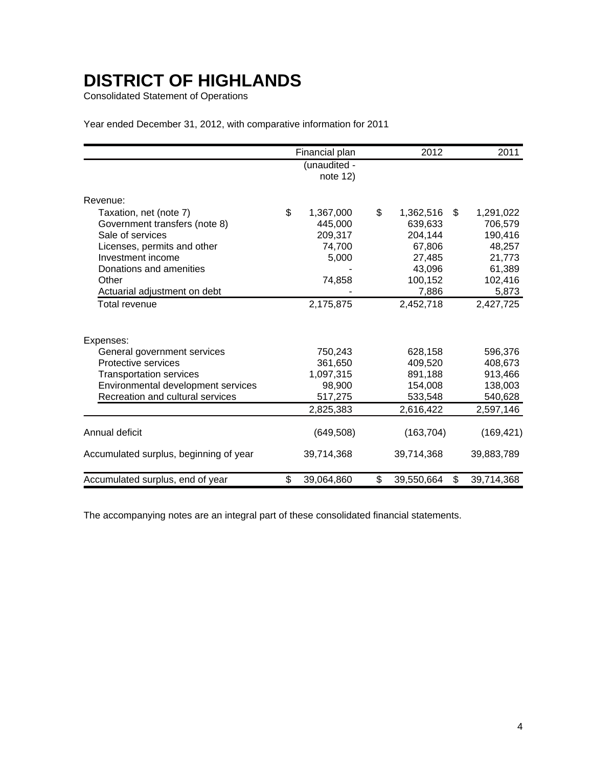# DISTRICT OF HIGHLANDS

Consolidated Statement of Operations

Year ended December 31, 2012, with comparative information for 2011

| | Financial plan (unaudited - note 12) | 2012 | 2011 |
|---|---|---|---|
| Revenue: | | | |
| Taxation, net (note 7) | $ 1,367,000 | $ 1,362,516 | $ 1,291,022 |
| Government transfers (note 8) | 445,000 | 639,633 | 706,579 |
| Sale of services | 209,317 | 204,144 | 190,416 |
| Licenses, permits and other | 74,700 | 67,806 | 48,257 |
| Investment income | 5,000 | 27,485 | 21,773 |
| Donations and amenities | - | 43,096 | 61,389 |
| Other | 74,858 | 100,152 | 102,416 |
| Actuarial adjustment on debt | - | 7,886 | 5,873 |
| Total revenue | 2,175,875 | 2,452,718 | 2,427,725 |
| Expenses: | | | |
| General government services | 750,243 | 628,158 | 596,376 |
| Protective services | 361,650 | 409,520 | 408,673 |
| Transportation services | 1,097,315 | 891,188 | 913,466 |
| Environmental development services | 98,900 | 154,008 | 138,003 |
| Recreation and cultural services | 517,275 | 533,548 | 540,628 |
| | 2,825,383 | 2,616,422 | 2,597,146 |
| Annual deficit | (649,508) | (163,704) | (169,421) |
| Accumulated surplus, beginning of year | 39,714,368 | 39,714,368 | 39,883,789 |
| Accumulated surplus, end of year | $ 39,064,860 | $ 39,550,664 | $ 39,714,368 |

The accompanying notes are an integral part of these consolidated financial statements.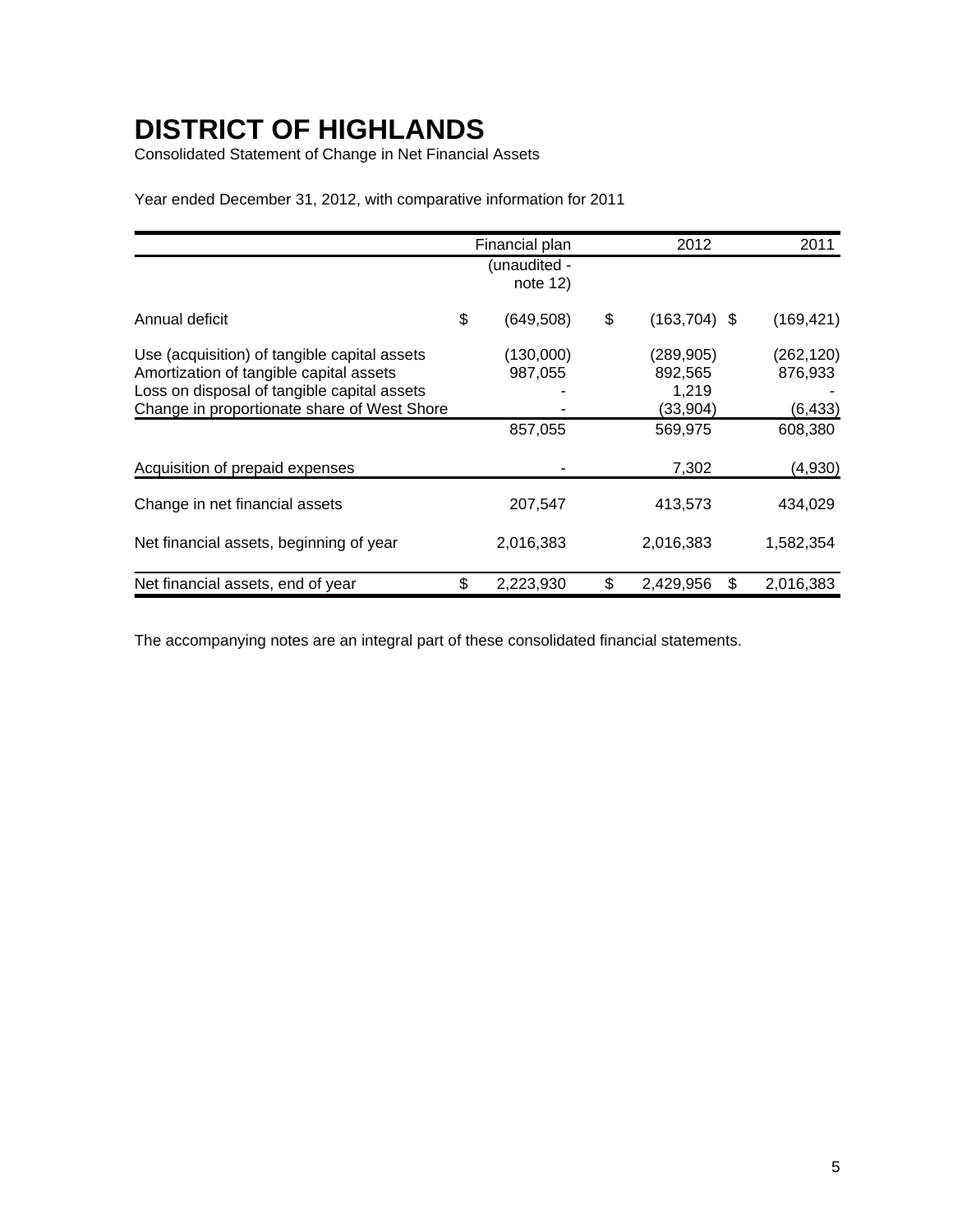# DISTRICT OF HIGHLANDS

Consolidated Statement of Change in Net Financial Assets

Year ended December 31, 2012, with comparative information for 2011

| | Financial plan (unaudited - note 12) | 2012 | 2011 |
|---|---|---|---|
| Annual deficit | $ (649,508) | $ (163,704) | $ (169,421) |
| Use (acquisition) of tangible capital assets | (130,000) | (289,905) | (262,120) |
| Amortization of tangible capital assets | 987,055 | 892,565 | 876,933 |
| Loss on disposal of tangible capital assets | - | 1,219 | - |
| Change in proportionate share of West Shore | - | (33,904) | (6,433) |
| | 857,055 | 569,975 | 608,380 |
| Acquisition of prepaid expenses | - | 7,302 | (4,930) |
| Change in net financial assets | 207,547 | 413,573 | 434,029 |
| Net financial assets, beginning of year | 2,016,383 | 2,016,383 | 1,582,354 |
| Net financial assets, end of year | $ 2,223,930 | $ 2,429,956 | $ 2,016,383 |

The accompanying notes are an integral part of these consolidated financial statements.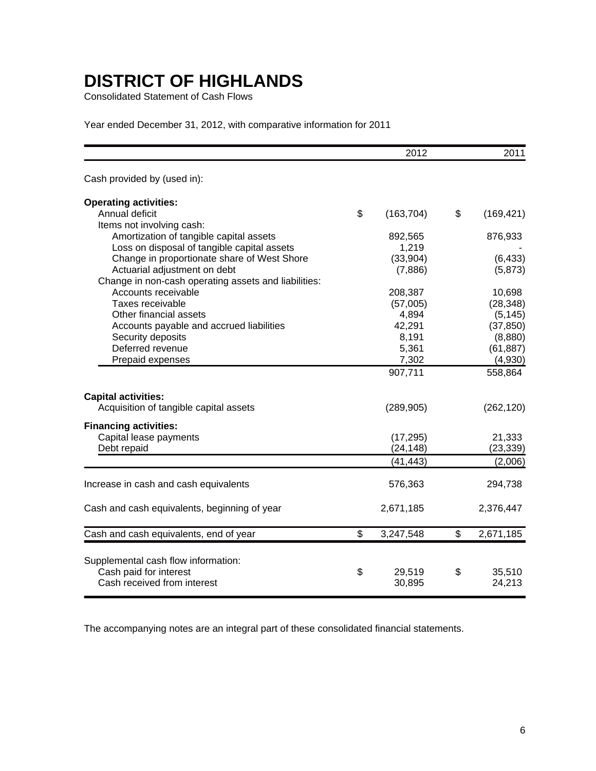# DISTRICT OF HIGHLANDS

Consolidated Statement of Cash Flows

Year ended December 31, 2012, with comparative information for 2011

| | 2012 | 2011 |
|---|---|---|
| Cash provided by (used in): | | |
| **Operating activities:** | | |
| Annual deficit | $ (163,704) | $ (169,421) |
| Items not involving cash: | | |
| Amortization of tangible capital assets | 892,565 | 876,933 |
| Loss on disposal of tangible capital assets | 1,219 | - |
| Change in proportionate share of West Shore | (33,904) | (6,433) |
| Actuarial adjustment on debt | (7,886) | (5,873) |
| Change in non-cash operating assets and liabilities: | | |
| Accounts receivable | 208,387 | 10,698 |
| Taxes receivable | (57,005) | (28,348) |
| Other financial assets | 4,894 | (5,145) |
| Accounts payable and accrued liabilities | 42,291 | (37,850) |
| Security deposits | 8,191 | (8,880) |
| Deferred revenue | 5,361 | (61,887) |
| Prepaid expenses | 7,302 | (4,930) |
| | 907,711 | 558,864 |
| **Capital activities:** | | |
| Acquisition of tangible capital assets | (289,905) | (262,120) |
| **Financing activities:** | | |
| Capital lease payments | (17,295) | 21,333 |
| Debt repaid | (24,148) | (23,339) |
| | (41,443) | (2,006) |
| Increase in cash and cash equivalents | 576,363 | 294,738 |
| Cash and cash equivalents, beginning of year | 2,671,185 | 2,376,447 |
| Cash and cash equivalents, end of year | $ 3,247,548 | $ 2,671,185 |
| Supplemental cash flow information: | | |
| Cash paid for interest | $ 29,519 | $ 35,510 |
| Cash received from interest | 30,895 | 24,213 |

The accompanying notes are an integral part of these consolidated financial statements.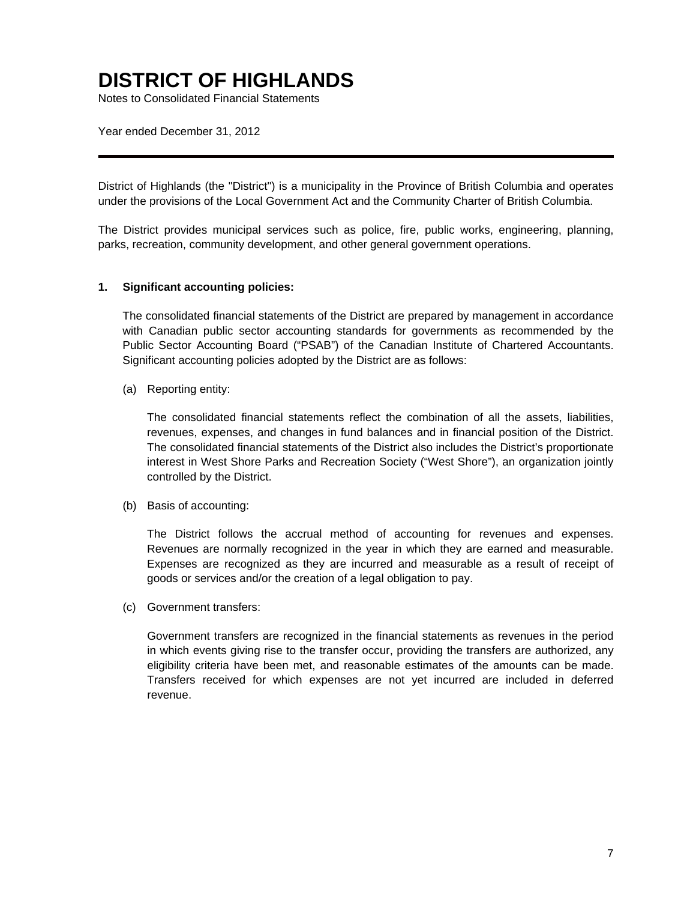# DISTRICT OF HIGHLANDS

Notes to Consolidated Financial Statements

Year ended December 31, 2012

---

District of Highlands (the "District") is a municipality in the Province of British Columbia and operates under the provisions of the Local Government Act and the Community Charter of British Columbia.

The District provides municipal services such as police, fire, public works, engineering, planning, parks, recreation, community development, and other general government operations.

**1. Significant accounting policies:**

The consolidated financial statements of the District are prepared by management in accordance with Canadian public sector accounting standards for governments as recommended by the Public Sector Accounting Board ("PSAB") of the Canadian Institute of Chartered Accountants. Significant accounting policies adopted by the District are as follows:

(a) Reporting entity:

The consolidated financial statements reflect the combination of all the assets, liabilities, revenues, expenses, and changes in fund balances and in financial position of the District. The consolidated financial statements of the District also includes the District's proportionate interest in West Shore Parks and Recreation Society ("West Shore"), an organization jointly controlled by the District.

(b) Basis of accounting:

The District follows the accrual method of accounting for revenues and expenses. Revenues are normally recognized in the year in which they are earned and measurable. Expenses are recognized as they are incurred and measurable as a result of receipt of goods or services and/or the creation of a legal obligation to pay.

(c) Government transfers:

Government transfers are recognized in the financial statements as revenues in the period in which events giving rise to the transfer occur, providing the transfers are authorized, any eligibility criteria have been met, and reasonable estimates of the amounts can be made. Transfers received for which expenses are not yet incurred are included in deferred revenue.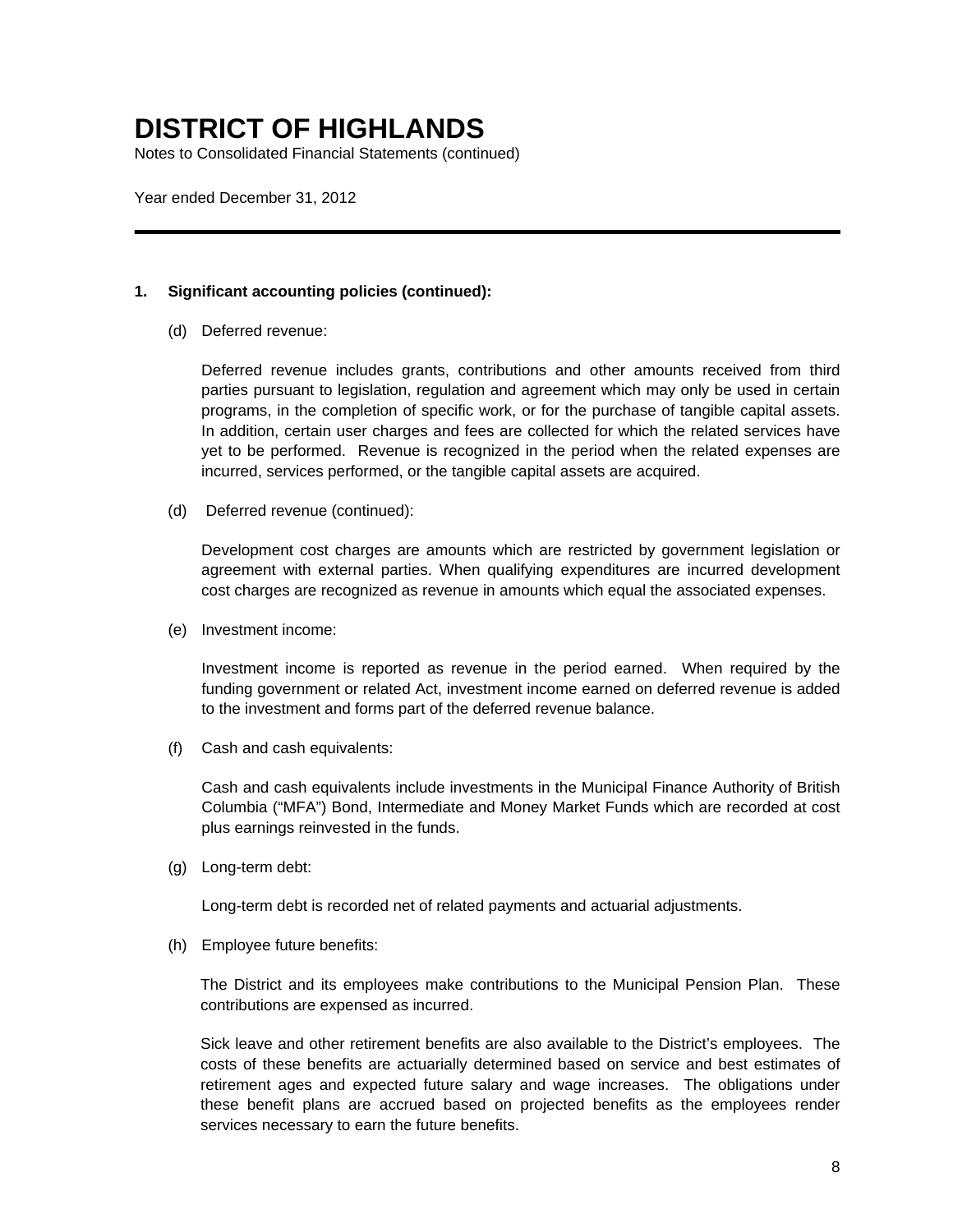# DISTRICT OF HIGHLANDS

Notes to Consolidated Financial Statements (continued)

Year ended December 31, 2012

---

**1. Significant accounting policies (continued):**

(d) Deferred revenue:

Deferred revenue includes grants, contributions and other amounts received from third parties pursuant to legislation, regulation and agreement which may only be used in certain programs, in the completion of specific work, or for the purchase of tangible capital assets. In addition, certain user charges and fees are collected for which the related services have yet to be performed. Revenue is recognized in the period when the related expenses are incurred, services performed, or the tangible capital assets are acquired.

(d) Deferred revenue (continued):

Development cost charges are amounts which are restricted by government legislation or agreement with external parties. When qualifying expenditures are incurred development cost charges are recognized as revenue in amounts which equal the associated expenses.

(e) Investment income:

Investment income is reported as revenue in the period earned. When required by the funding government or related Act, investment income earned on deferred revenue is added to the investment and forms part of the deferred revenue balance.

(f) Cash and cash equivalents:

Cash and cash equivalents include investments in the Municipal Finance Authority of British Columbia ("MFA") Bond, Intermediate and Money Market Funds which are recorded at cost plus earnings reinvested in the funds.

(g) Long-term debt:

Long-term debt is recorded net of related payments and actuarial adjustments.

(h) Employee future benefits:

The District and its employees make contributions to the Municipal Pension Plan. These contributions are expensed as incurred.

Sick leave and other retirement benefits are also available to the District's employees. The costs of these benefits are actuarially determined based on service and best estimates of retirement ages and expected future salary and wage increases. The obligations under these benefit plans are accrued based on projected benefits as the employees render services necessary to earn the future benefits.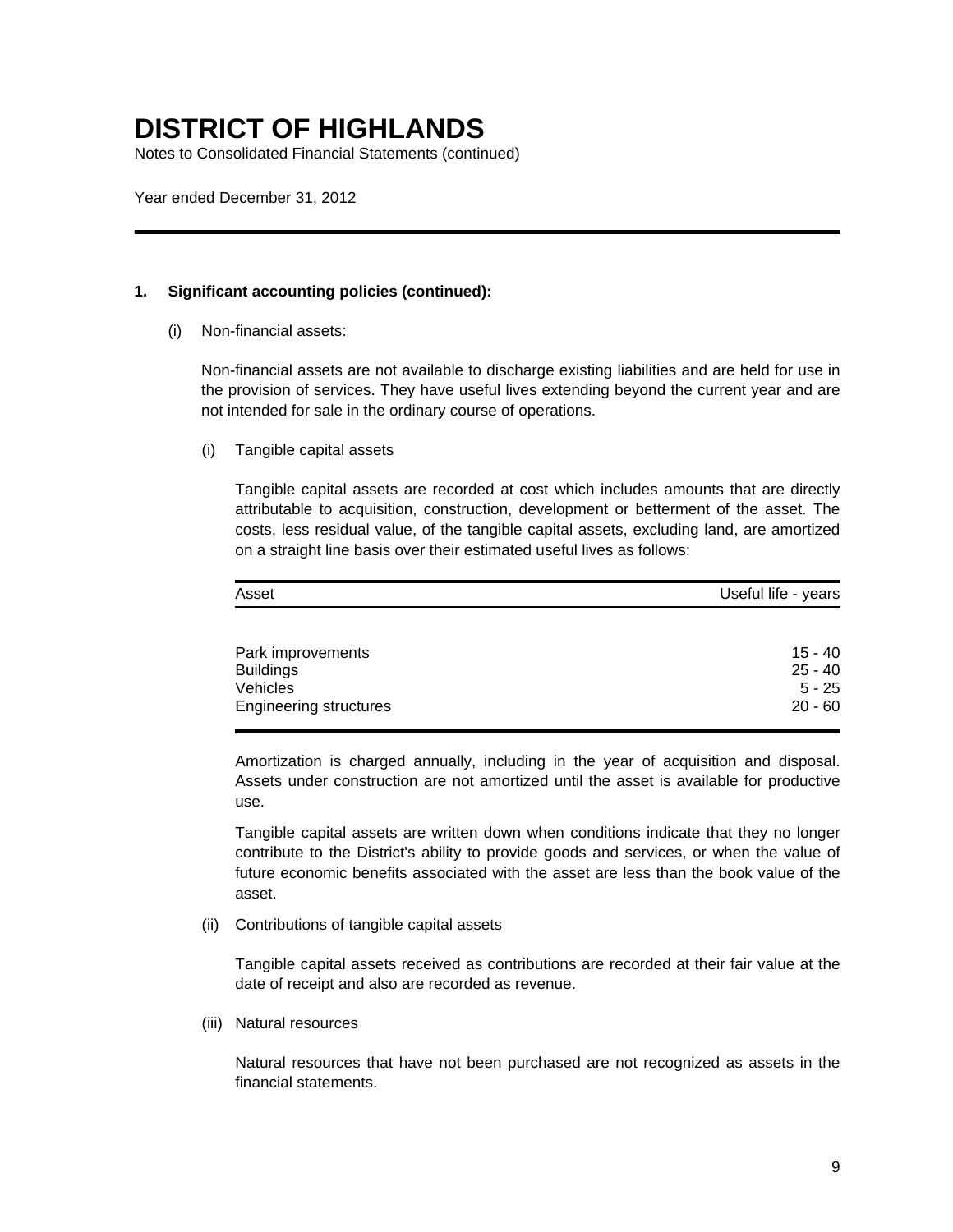# DISTRICT OF HIGHLANDS

Notes to Consolidated Financial Statements (continued)

Year ended December 31, 2012

**1. Significant accounting policies (continued):**

(i) Non-financial assets:

Non-financial assets are not available to discharge existing liabilities and are held for use in the provision of services. They have useful lives extending beyond the current year and are not intended for sale in the ordinary course of operations.

(i) Tangible capital assets

Tangible capital assets are recorded at cost which includes amounts that are directly attributable to acquisition, construction, development or betterment of the asset. The costs, less residual value, of the tangible capital assets, excluding land, are amortized on a straight line basis over their estimated useful lives as follows:

| Asset | Useful life - years |
|---|---|
| Park improvements | 15 - 40 |
| Buildings | 25 - 40 |
| Vehicles | 5 - 25 |
| Engineering structures | 20 - 60 |

Amortization is charged annually, including in the year of acquisition and disposal. Assets under construction are not amortized until the asset is available for productive use.

Tangible capital assets are written down when conditions indicate that they no longer contribute to the District's ability to provide goods and services, or when the value of future economic benefits associated with the asset are less than the book value of the asset.

(ii) Contributions of tangible capital assets

Tangible capital assets received as contributions are recorded at their fair value at the date of receipt and also are recorded as revenue.

(iii) Natural resources

Natural resources that have not been purchased are not recognized as assets in the financial statements.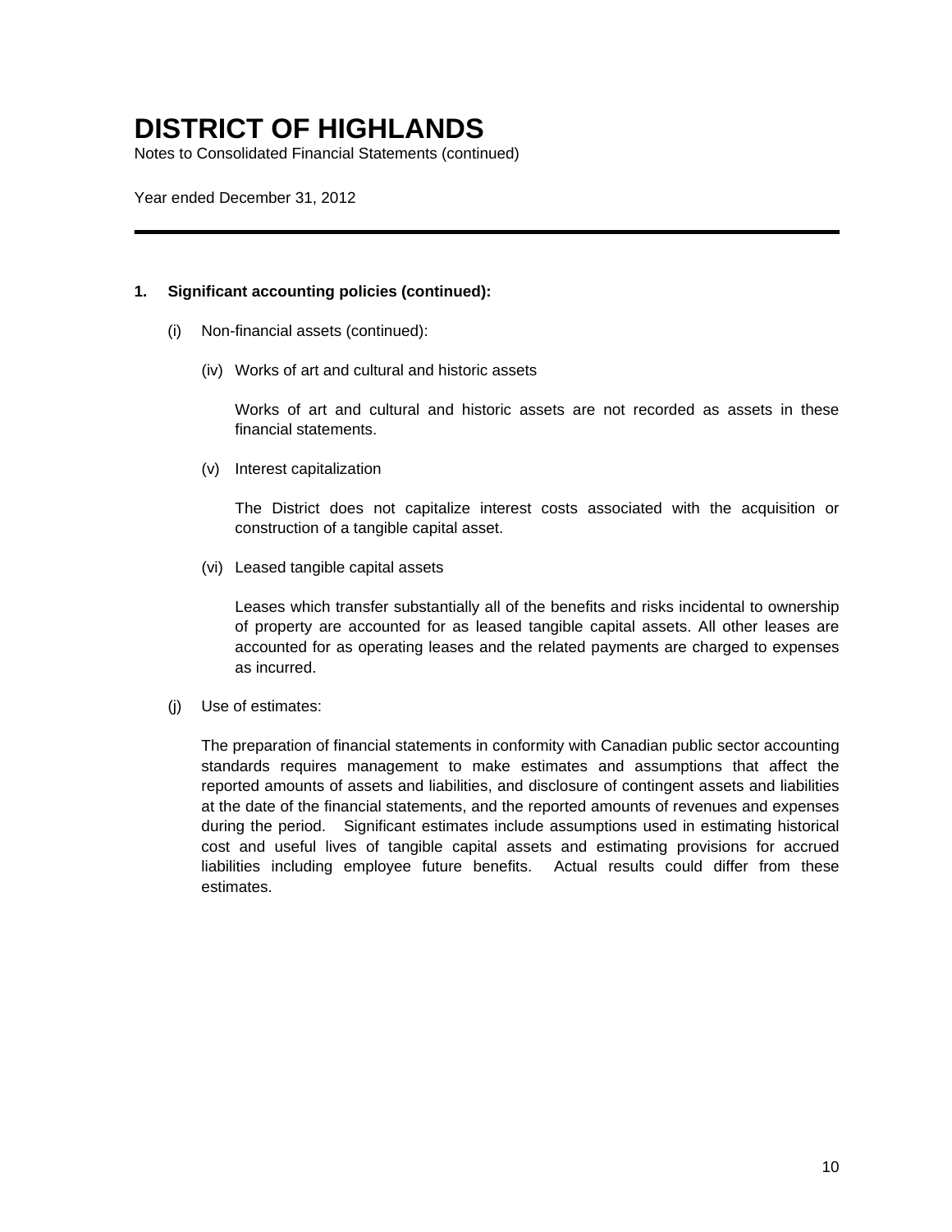# DISTRICT OF HIGHLANDS

Notes to Consolidated Financial Statements (continued)

Year ended December 31, 2012

---

**1. Significant accounting policies (continued):**

(i) Non-financial assets (continued):

(iv) Works of art and cultural and historic assets

Works of art and cultural and historic assets are not recorded as assets in these financial statements.

(v) Interest capitalization

The District does not capitalize interest costs associated with the acquisition or construction of a tangible capital asset.

(vi) Leased tangible capital assets

Leases which transfer substantially all of the benefits and risks incidental to ownership of property are accounted for as leased tangible capital assets. All other leases are accounted for as operating leases and the related payments are charged to expenses as incurred.

(j) Use of estimates:

The preparation of financial statements in conformity with Canadian public sector accounting standards requires management to make estimates and assumptions that affect the reported amounts of assets and liabilities, and disclosure of contingent assets and liabilities at the date of the financial statements, and the reported amounts of revenues and expenses during the period. Significant estimates include assumptions used in estimating historical cost and useful lives of tangible capital assets and estimating provisions for accrued liabilities including employee future benefits. Actual results could differ from these estimates.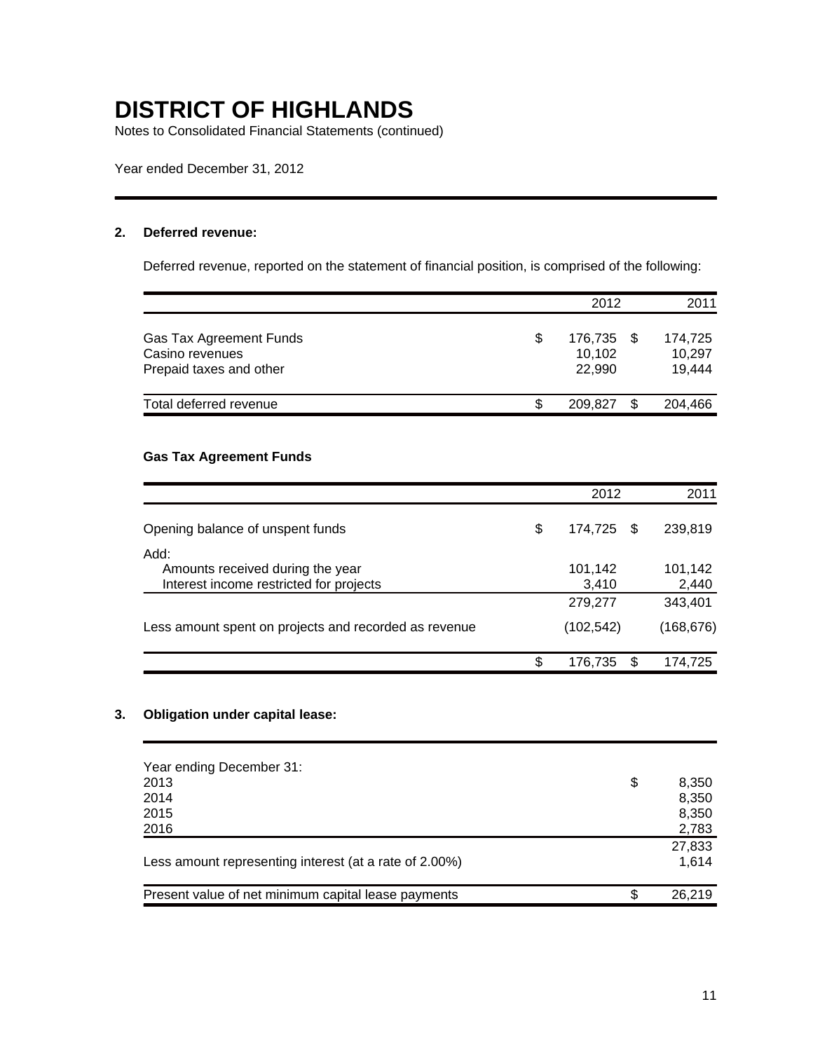# DISTRICT OF HIGHLANDS

Notes to Consolidated Financial Statements (continued)

Year ended December 31, 2012

## 2. Deferred revenue:

Deferred revenue, reported on the statement of financial position, is comprised of the following:

| | 2012 | 2011 |
|---|---|---|
| Gas Tax Agreement Funds | $ 176,735 | $ 174,725 |
| Casino revenues | 10,102 | 10,297 |
| Prepaid taxes and other | 22,990 | 19,444 |
| Total deferred revenue | $ 209,827 | $ 204,466 |

### Gas Tax Agreement Funds

| | 2012 | 2011 |
|---|---|---|
| Opening balance of unspent funds | $ 174,725 | $ 239,819 |
| Add: | | |
| Amounts received during the year | 101,142 | 101,142 |
| Interest income restricted for projects | 3,410 | 2,440 |
| | 279,277 | 343,401 |
| Less amount spent on projects and recorded as revenue | (102,542) | (168,676) |
| | $ 176,735 | $ 174,725 |

## 3. Obligation under capital lease:

| Year ending December 31: | |
|---|---|
| 2013 | $ 8,350 |
| 2014 | 8,350 |
| 2015 | 8,350 |
| 2016 | 2,783 |
| | 27,833 |
| Less amount representing interest (at a rate of 2.00%) | 1,614 |
| Present value of net minimum capital lease payments | $ 26,219 |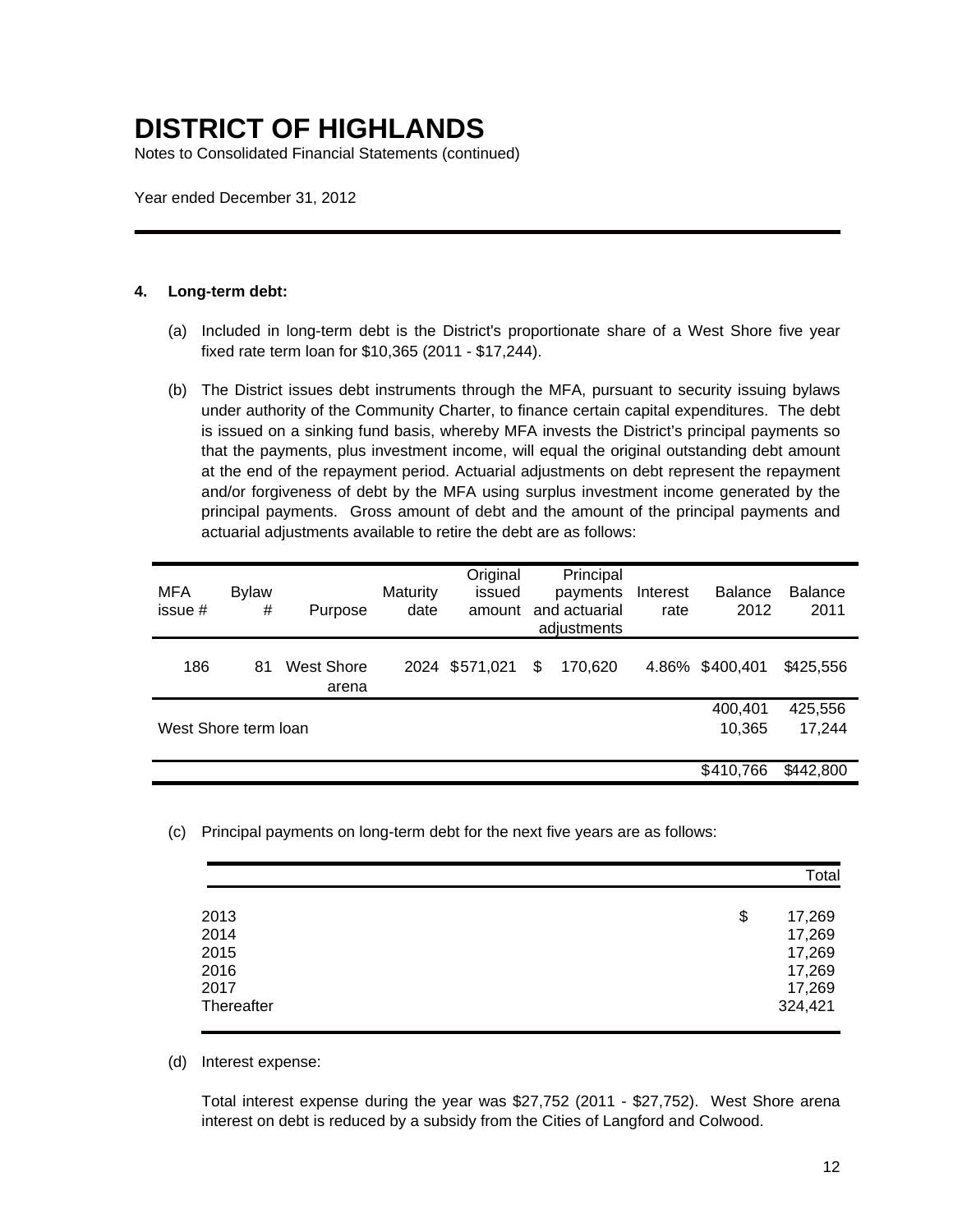# DISTRICT OF HIGHLANDS

Notes to Consolidated Financial Statements (continued)

Year ended December 31, 2012

---

**4. Long-term debt:**

(a) Included in long-term debt is the District's proportionate share of a West Shore five year fixed rate term loan for $10,365 (2011 - $17,244).

(b) The District issues debt instruments through the MFA, pursuant to security issuing bylaws under authority of the Community Charter, to finance certain capital expenditures. The debt is issued on a sinking fund basis, whereby MFA invests the District's principal payments so that the payments, plus investment income, will equal the original outstanding debt amount at the end of the repayment period. Actuarial adjustments on debt represent the repayment and/or forgiveness of debt by the MFA using surplus investment income generated by the principal payments. Gross amount of debt and the amount of the principal payments and actuarial adjustments available to retire the debt are as follows:

| MFA issue # | Bylaw # | Purpose | Maturity date | Original issued amount | Principal payments and actuarial adjustments | Interest rate | Balance 2012 | Balance 2011 |
|---|---|---|---|---|---|---|---|---|
| 186 | 81 | West Shore arena | 2024 | $571,021 | $ 170,620 | 4.86% | $400,401 | $425,556 |
| | | | | | | | 400,401 | 425,556 |
| West Shore term loan | | | | | | | 10,365 | 17,244 |
| | | | | | | | $410,766 | $442,800 |

(c) Principal payments on long-term debt for the next five years are as follows:

| | Total |
|---|---|
| 2013 | $ 17,269 |
| 2014 | 17,269 |
| 2015 | 17,269 |
| 2016 | 17,269 |
| 2017 | 17,269 |
| Thereafter | 324,421 |

(d) Interest expense:

Total interest expense during the year was $27,752 (2011 - $27,752). West Shore arena interest on debt is reduced by a subsidy from the Cities of Langford and Colwood.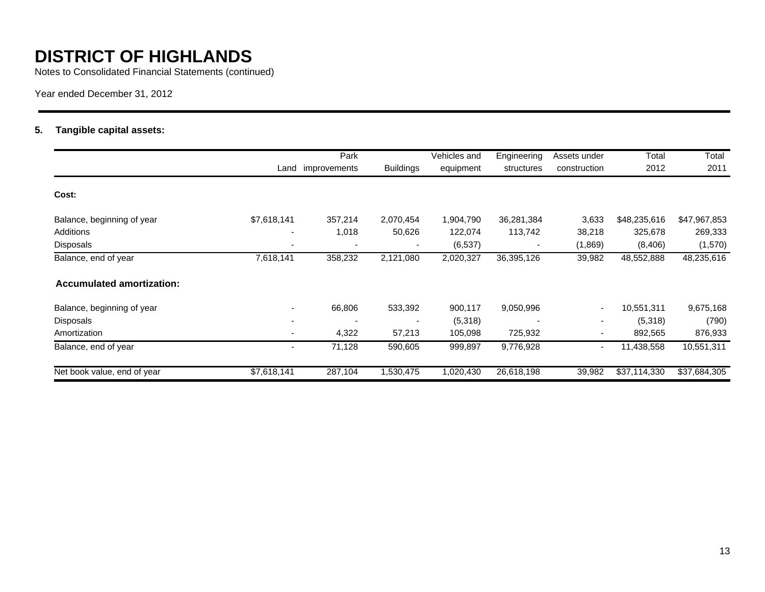# DISTRICT OF HIGHLANDS

Notes to Consolidated Financial Statements (continued)

Year ended December 31, 2012

**5. Tangible capital assets:**

| | Land | Park improvements | Buildings | Vehicles and equipment | Engineering structures | Assets under construction | Total 2012 | Total 2011 |
|---|---|---|---|---|---|---|---|---|
| **Cost:** | | | | | | | | |
| Balance, beginning of year | $7,618,141 | 357,214 | 2,070,454 | 1,904,790 | 36,281,384 | 3,633 | $48,235,616 | $47,967,853 |
| Additions | - | 1,018 | 50,626 | 122,074 | 113,742 | 38,218 | 325,678 | 269,333 |
| Disposals | - | - | - | (6,537) | - | (1,869) | (8,406) | (1,570) |
| Balance, end of year | 7,618,141 | 358,232 | 2,121,080 | 2,020,327 | 36,395,126 | 39,982 | 48,552,888 | 48,235,616 |
| **Accumulated amortization:** | | | | | | | | |
| Balance, beginning of year | - | 66,806 | 533,392 | 900,117 | 9,050,996 | - | 10,551,311 | 9,675,168 |
| Disposals | - | - | - | (5,318) | - | - | (5,318) | (790) |
| Amortization | - | 4,322 | 57,213 | 105,098 | 725,932 | - | 892,565 | 876,933 |
| Balance, end of year | - | 71,128 | 590,605 | 999,897 | 9,776,928 | - | 11,438,558 | 10,551,311 |
| Net book value, end of year | $7,618,141 | 287,104 | 1,530,475 | 1,020,430 | 26,618,198 | 39,982 | $37,114,330 | $37,684,305 |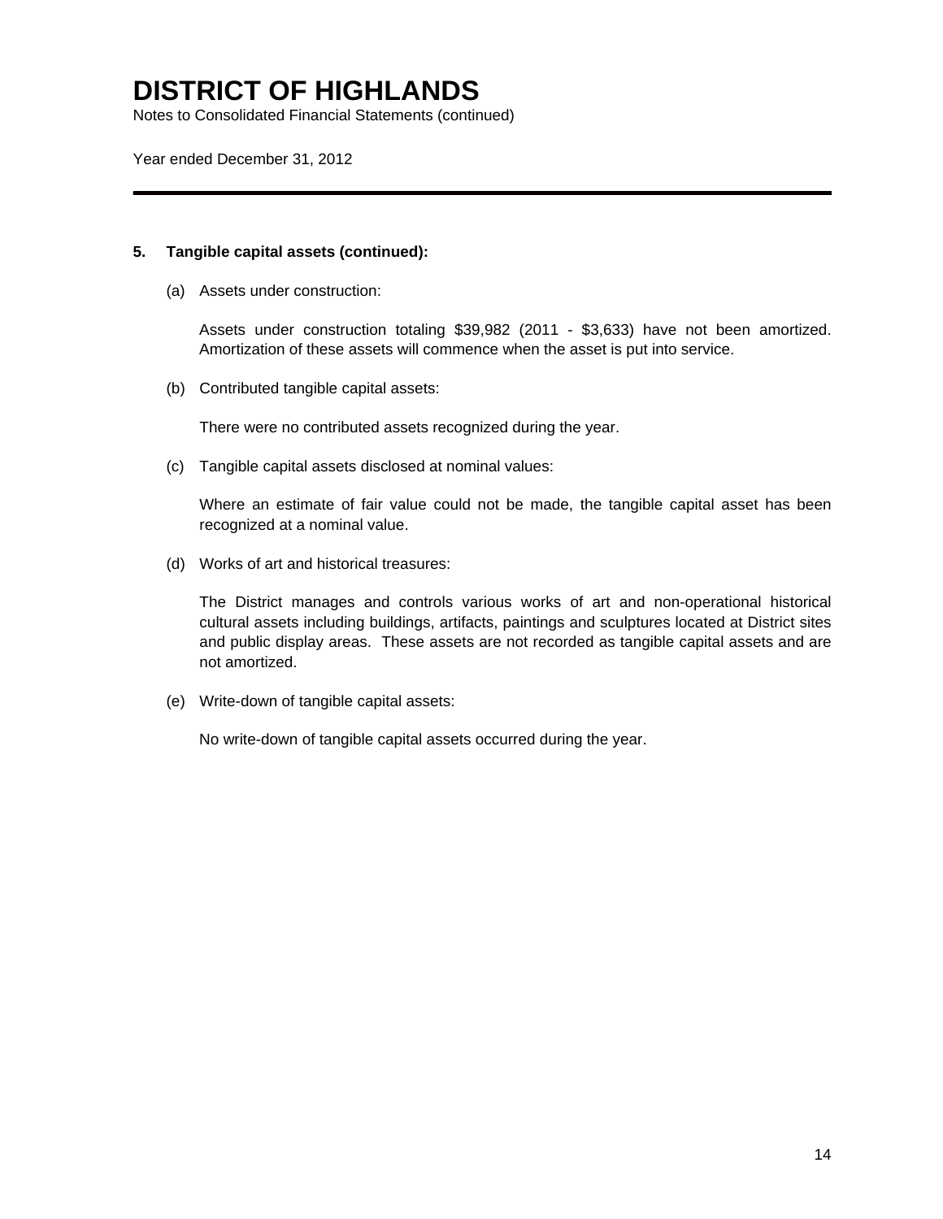# DISTRICT OF HIGHLANDS

Notes to Consolidated Financial Statements (continued)

Year ended December 31, 2012

---

**5. Tangible capital assets (continued):**

(a) Assets under construction:

Assets under construction totaling $39,982 (2011 - $3,633) have not been amortized. Amortization of these assets will commence when the asset is put into service.

(b) Contributed tangible capital assets:

There were no contributed assets recognized during the year.

(c) Tangible capital assets disclosed at nominal values:

Where an estimate of fair value could not be made, the tangible capital asset has been recognized at a nominal value.

(d) Works of art and historical treasures:

The District manages and controls various works of art and non-operational historical cultural assets including buildings, artifacts, paintings and sculptures located at District sites and public display areas. These assets are not recorded as tangible capital assets and are not amortized.

(e) Write-down of tangible capital assets:

No write-down of tangible capital assets occurred during the year.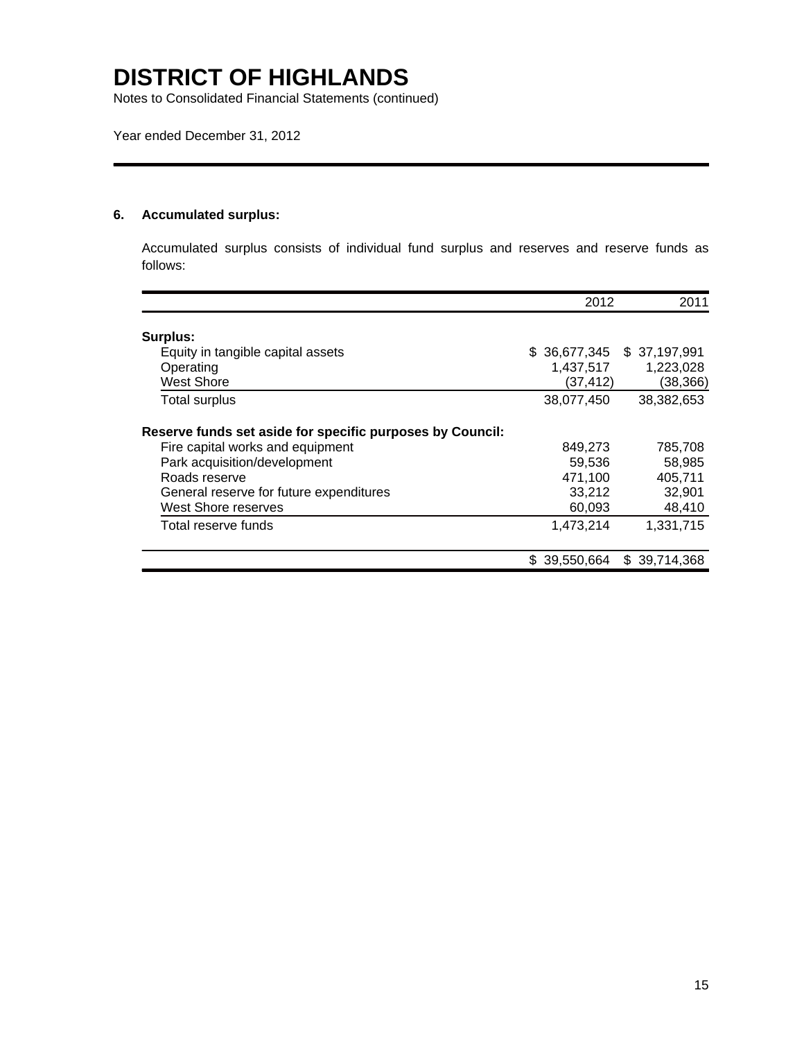# DISTRICT OF HIGHLANDS

Notes to Consolidated Financial Statements (continued)

Year ended December 31, 2012

## 6. Accumulated surplus:

Accumulated surplus consists of individual fund surplus and reserves and reserve funds as follows:

| | 2012 | 2011 |
|---|---|---|
| **Surplus:** | | |
| Equity in tangible capital assets | $ 36,677,345 | $ 37,197,991 |
| Operating | 1,437,517 | 1,223,028 |
| West Shore | (37,412) | (38,366) |
| Total surplus | 38,077,450 | 38,382,653 |
| **Reserve funds set aside for specific purposes by Council:** | | |
| Fire capital works and equipment | 849,273 | 785,708 |
| Park acquisition/development | 59,536 | 58,985 |
| Roads reserve | 471,100 | 405,711 |
| General reserve for future expenditures | 33,212 | 32,901 |
| West Shore reserves | 60,093 | 48,410 |
| Total reserve funds | 1,473,214 | 1,331,715 |
| | $ 39,550,664 | $ 39,714,368 |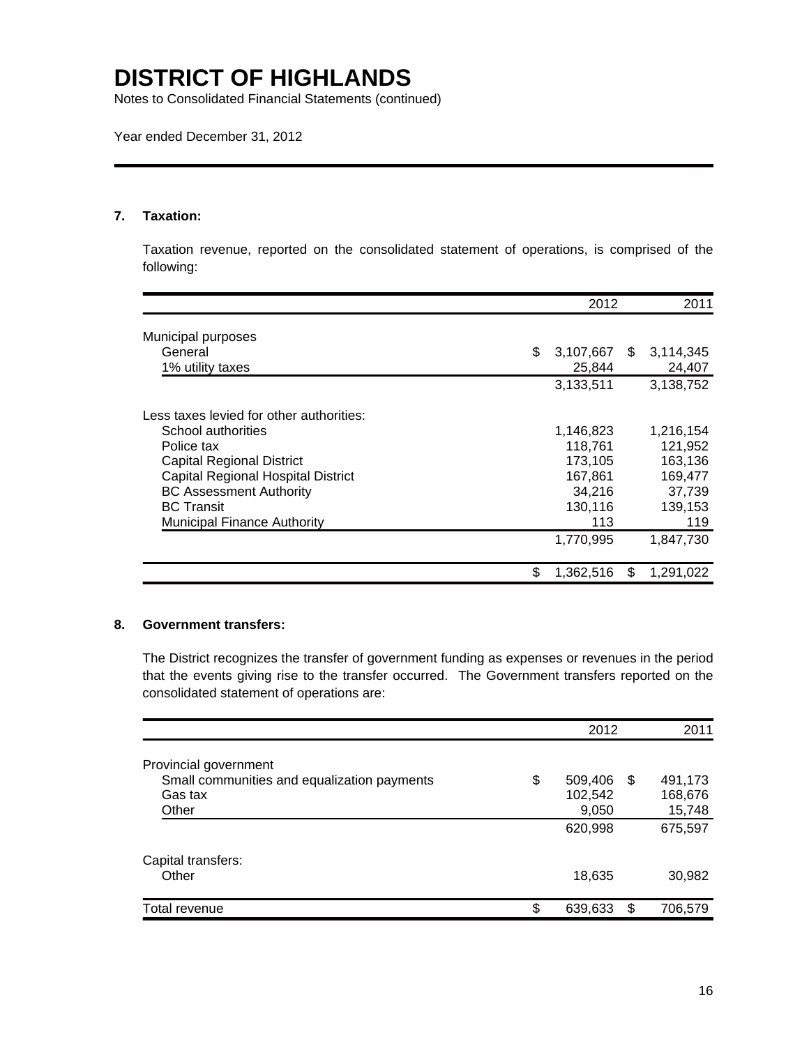# DISTRICT OF HIGHLANDS

Notes to Consolidated Financial Statements (continued)

Year ended December 31, 2012

## 7. Taxation:

Taxation revenue, reported on the consolidated statement of operations, is comprised of the following:

| | 2012 | 2011 |
|---|---|---|
| Municipal purposes | | |
| General | $ 3,107,667 | $ 3,114,345 |
| 1% utility taxes | 25,844 | 24,407 |
| | 3,133,511 | 3,138,752 |
| Less taxes levied for other authorities: | | |
| School authorities | 1,146,823 | 1,216,154 |
| Police tax | 118,761 | 121,952 |
| Capital Regional District | 173,105 | 163,136 |
| Capital Regional Hospital District | 167,861 | 169,477 |
| BC Assessment Authority | 34,216 | 37,739 |
| BC Transit | 130,116 | 139,153 |
| Municipal Finance Authority | 113 | 119 |
| | 1,770,995 | 1,847,730 |
| | $ 1,362,516 | $ 1,291,022 |

## 8. Government transfers:

The District recognizes the transfer of government funding as expenses or revenues in the period that the events giving rise to the transfer occurred. The Government transfers reported on the consolidated statement of operations are:

| | 2012 | 2011 |
|---|---|---|
| Provincial government | | |
| Small communities and equalization payments | $ 509,406 | $ 491,173 |
| Gas tax | 102,542 | 168,676 |
| Other | 9,050 | 15,748 |
| | 620,998 | 675,597 |
| Capital transfers: | | |
| Other | 18,635 | 30,982 |
| Total revenue | $ 639,633 | $ 706,579 |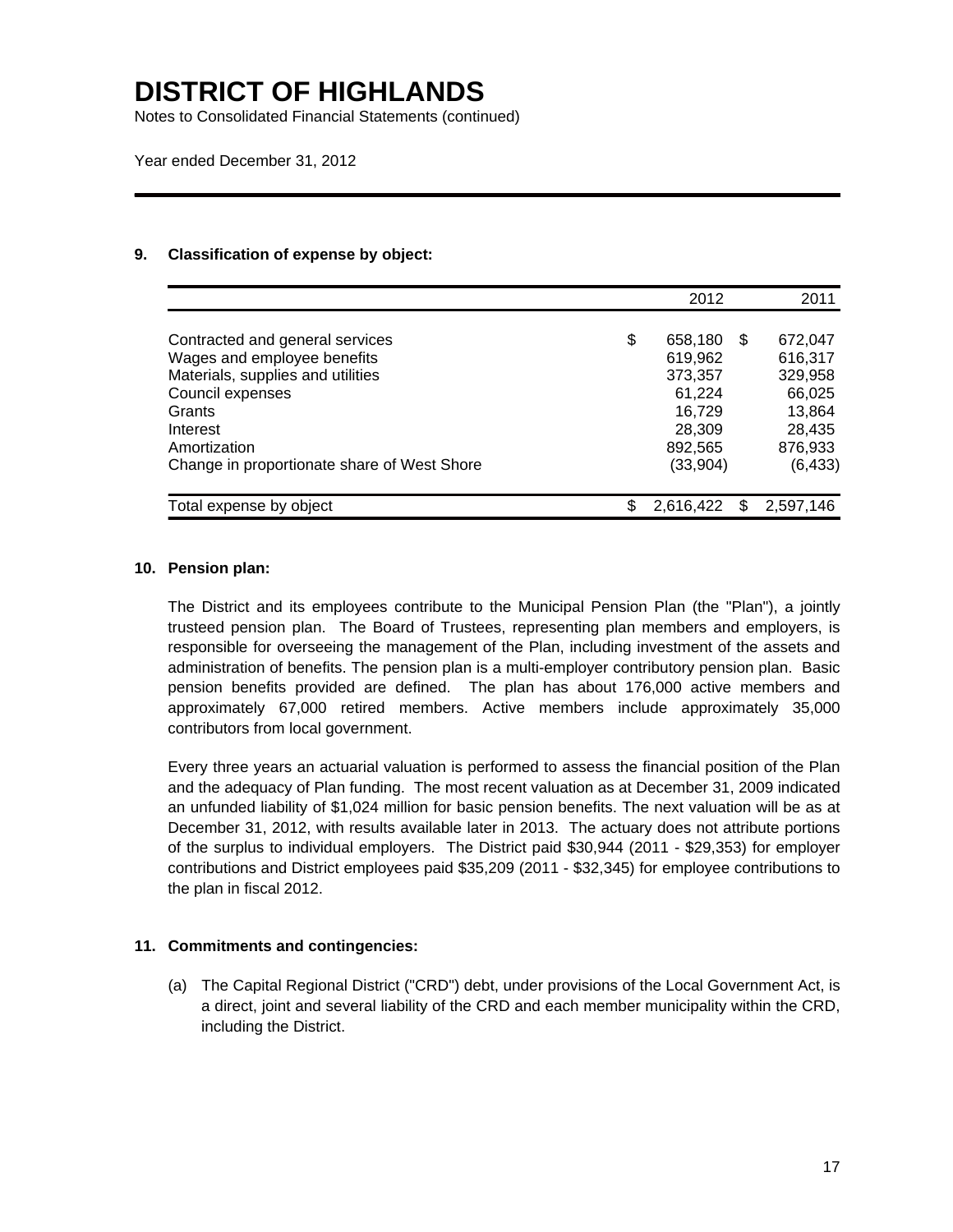# DISTRICT OF HIGHLANDS

Notes to Consolidated Financial Statements (continued)

Year ended December 31, 2012

## 9. Classification of expense by object:

| | 2012 | 2011 |
|---|---|---|
| Contracted and general services | $ 658,180 | $ 672,047 |
| Wages and employee benefits | 619,962 | 616,317 |
| Materials, supplies and utilities | 373,357 | 329,958 |
| Council expenses | 61,224 | 66,025 |
| Grants | 16,729 | 13,864 |
| Interest | 28,309 | 28,435 |
| Amortization | 892,565 | 876,933 |
| Change in proportionate share of West Shore | (33,904) | (6,433) |
| Total expense by object | $ 2,616,422 | $ 2,597,146 |

## 10. Pension plan:

The District and its employees contribute to the Municipal Pension Plan (the "Plan"), a jointly trusteed pension plan. The Board of Trustees, representing plan members and employers, is responsible for overseeing the management of the Plan, including investment of the assets and administration of benefits. The pension plan is a multi-employer contributory pension plan. Basic pension benefits provided are defined. The plan has about 176,000 active members and approximately 67,000 retired members. Active members include approximately 35,000 contributors from local government.

Every three years an actuarial valuation is performed to assess the financial position of the Plan and the adequacy of Plan funding. The most recent valuation as at December 31, 2009 indicated an unfunded liability of $1,024 million for basic pension benefits. The next valuation will be as at December 31, 2012, with results available later in 2013. The actuary does not attribute portions of the surplus to individual employers. The District paid $30,944 (2011 - $29,353) for employer contributions and District employees paid $35,209 (2011 - $32,345) for employee contributions to the plan in fiscal 2012.

## 11. Commitments and contingencies:

(a) The Capital Regional District ("CRD") debt, under provisions of the Local Government Act, is a direct, joint and several liability of the CRD and each member municipality within the CRD, including the District.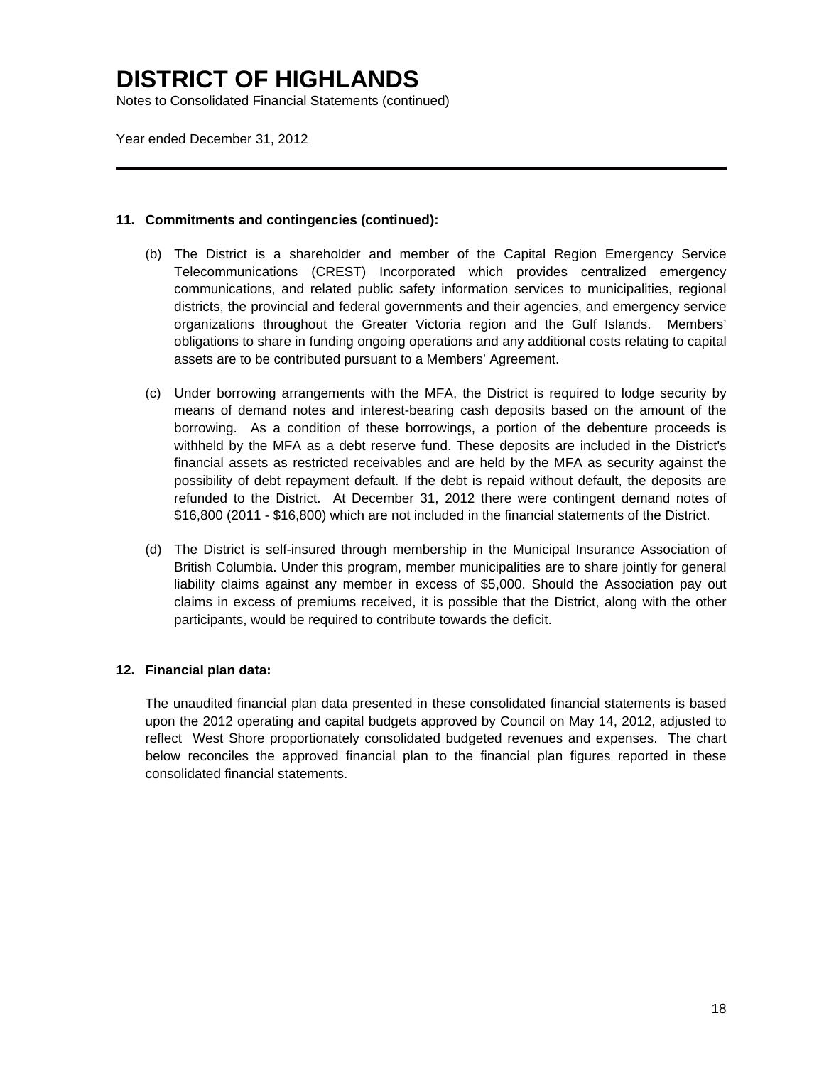# DISTRICT OF HIGHLANDS

Notes to Consolidated Financial Statements (continued)

Year ended December 31, 2012

---

**11. Commitments and contingencies (continued):**

(b) The District is a shareholder and member of the Capital Region Emergency Service Telecommunications (CREST) Incorporated which provides centralized emergency communications, and related public safety information services to municipalities, regional districts, the provincial and federal governments and their agencies, and emergency service organizations throughout the Greater Victoria region and the Gulf Islands. Members' obligations to share in funding ongoing operations and any additional costs relating to capital assets are to be contributed pursuant to a Members' Agreement.

(c) Under borrowing arrangements with the MFA, the District is required to lodge security by means of demand notes and interest-bearing cash deposits based on the amount of the borrowing. As a condition of these borrowings, a portion of the debenture proceeds is withheld by the MFA as a debt reserve fund. These deposits are included in the District's financial assets as restricted receivables and are held by the MFA as security against the possibility of debt repayment default. If the debt is repaid without default, the deposits are refunded to the District. At December 31, 2012 there were contingent demand notes of $16,800 (2011 - $16,800) which are not included in the financial statements of the District.

(d) The District is self-insured through membership in the Municipal Insurance Association of British Columbia. Under this program, member municipalities are to share jointly for general liability claims against any member in excess of $5,000. Should the Association pay out claims in excess of premiums received, it is possible that the District, along with the other participants, would be required to contribute towards the deficit.

**12. Financial plan data:**

The unaudited financial plan data presented in these consolidated financial statements is based upon the 2012 operating and capital budgets approved by Council on May 14, 2012, adjusted to reflect West Shore proportionately consolidated budgeted revenues and expenses. The chart below reconciles the approved financial plan to the financial plan figures reported in these consolidated financial statements.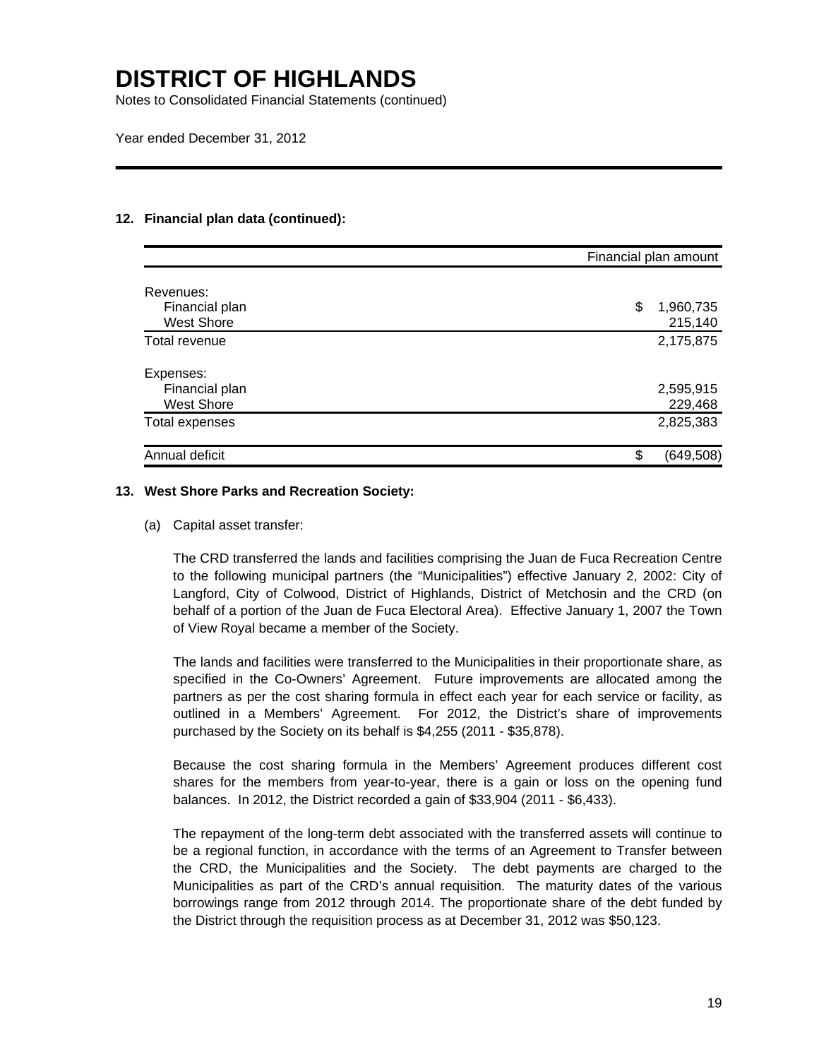# DISTRICT OF HIGHLANDS

Notes to Consolidated Financial Statements (continued)

Year ended December 31, 2012

**12. Financial plan data (continued):**

| | Financial plan amount |
|---|---|
| Revenues: | |
| Financial plan | $ 1,960,735 |
| West Shore | 215,140 |
| Total revenue | 2,175,875 |
| Expenses: | |
| Financial plan | 2,595,915 |
| West Shore | 229,468 |
| Total expenses | 2,825,383 |
| Annual deficit | $ (649,508) |

**13. West Shore Parks and Recreation Society:**

(a) Capital asset transfer:

The CRD transferred the lands and facilities comprising the Juan de Fuca Recreation Centre to the following municipal partners (the "Municipalities") effective January 2, 2002: City of Langford, City of Colwood, District of Highlands, District of Metchosin and the CRD (on behalf of a portion of the Juan de Fuca Electoral Area). Effective January 1, 2007 the Town of View Royal became a member of the Society.

The lands and facilities were transferred to the Municipalities in their proportionate share, as specified in the Co-Owners' Agreement. Future improvements are allocated among the partners as per the cost sharing formula in effect each year for each service or facility, as outlined in a Members' Agreement. For 2012, the District's share of improvements purchased by the Society on its behalf is $4,255 (2011 - $35,878).

Because the cost sharing formula in the Members' Agreement produces different cost shares for the members from year-to-year, there is a gain or loss on the opening fund balances. In 2012, the District recorded a gain of $33,904 (2011 - $6,433).

The repayment of the long-term debt associated with the transferred assets will continue to be a regional function, in accordance with the terms of an Agreement to Transfer between the CRD, the Municipalities and the Society. The debt payments are charged to the Municipalities as part of the CRD's annual requisition. The maturity dates of the various borrowings range from 2012 through 2014. The proportionate share of the debt funded by the District through the requisition process as at December 31, 2012 was $50,123.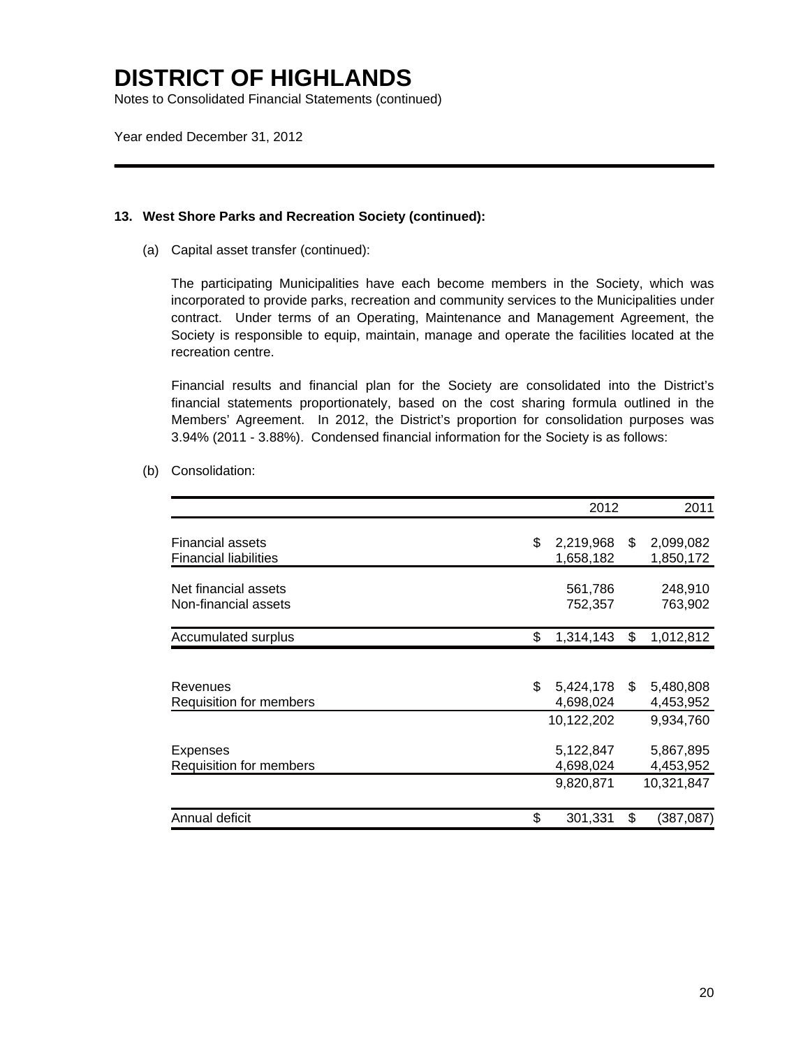# DISTRICT OF HIGHLANDS

Notes to Consolidated Financial Statements (continued)

Year ended December 31, 2012

### 13. West Shore Parks and Recreation Society (continued):

(a) Capital asset transfer (continued):

The participating Municipalities have each become members in the Society, which was incorporated to provide parks, recreation and community services to the Municipalities under contract. Under terms of an Operating, Maintenance and Management Agreement, the Society is responsible to equip, maintain, manage and operate the facilities located at the recreation centre.

Financial results and financial plan for the Society are consolidated into the District's financial statements proportionately, based on the cost sharing formula outlined in the Members' Agreement. In 2012, the District's proportion for consolidation purposes was 3.94% (2011 - 3.88%). Condensed financial information for the Society is as follows:

(b) Consolidation:

| | 2012 | 2011 |
|---|---|---|
| Financial assets | $ 2,219,968 | $ 2,099,082 |
| Financial liabilities | 1,658,182 | 1,850,172 |
| Net financial assets | 561,786 | 248,910 |
| Non-financial assets | 752,357 | 763,902 |
| Accumulated surplus | $ 1,314,143 | $ 1,012,812 |
| | | |
| Revenues | $ 5,424,178 | $ 5,480,808 |
| Requisition for members | 4,698,024 | 4,453,952 |
| | 10,122,202 | 9,934,760 |
| Expenses | 5,122,847 | 5,867,895 |
| Requisition for members | 4,698,024 | 4,453,952 |
| | 9,820,871 | 10,321,847 |
| Annual deficit | $ 301,331 | $ (387,087) |